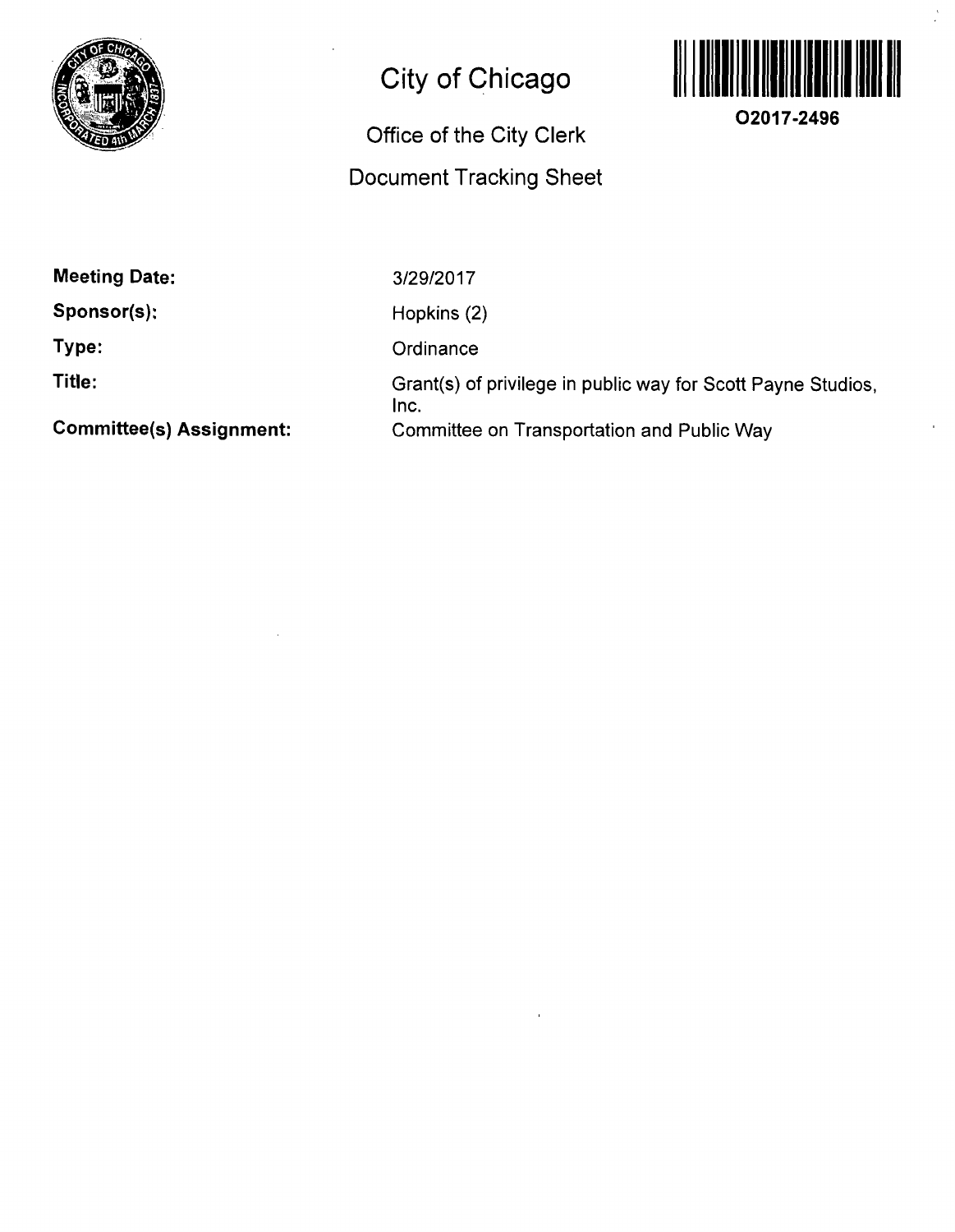# City of Chicago

## Office of the City Clerk

## Document Tracking Sheet

O2017-2496

**Meeting Date:** 3/29/2017

**Sponsor(s):** Hopkins (2)

**Type:** Ordinance

**Title:** Grant(s) of privilege in public way for Scott Payne Studios, Inc.

**Committee(s) Assignment:** Committee on Transportation and Public Way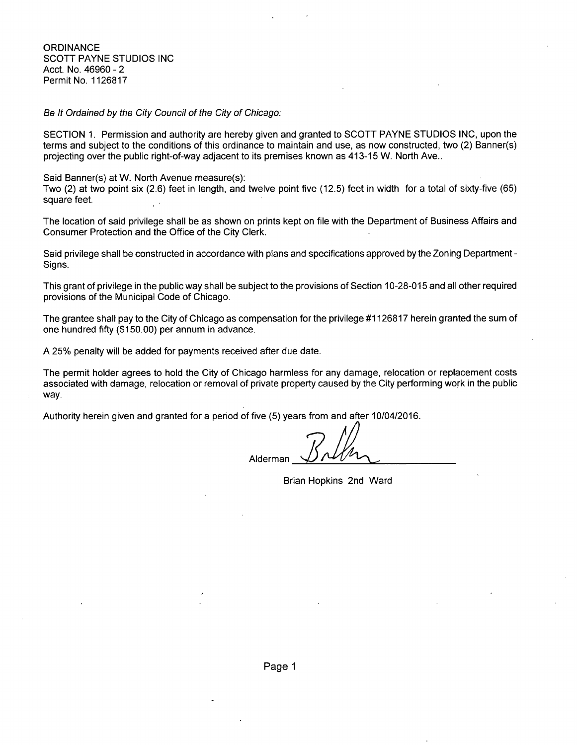ORDINANCE
SCOTT PAYNE STUDIOS INC
Acct. No. 46960 - 2
Permit No. 1126817

*Be It Ordained by the City Council of the City of Chicago:*

SECTION 1. Permission and authority are hereby given and granted to SCOTT PAYNE STUDIOS INC, upon the terms and subject to the conditions of this ordinance to maintain and use, as now constructed, two (2) Banner(s) projecting over the public right-of-way adjacent to its premises known as 413-15 W. North Ave..

Said Banner(s) at W. North Avenue measure(s):
Two (2) at two point six (2.6) feet in length, and twelve point five (12.5) feet in width for a total of sixty-five (65) square feet.

The location of said privilege shall be as shown on prints kept on file with the Department of Business Affairs and Consumer Protection and the Office of the City Clerk.

Said privilege shall be constructed in accordance with plans and specifications approved by the Zoning Department - Signs.

This grant of privilege in the public way shall be subject to the provisions of Section 10-28-015 and all other required provisions of the Municipal Code of Chicago.

The grantee shall pay to the City of Chicago as compensation for the privilege #1126817 herein granted the sum of one hundred fifty ($150.00) per annum in advance.

A 25% penalty will be added for payments received after due date.

The permit holder agrees to hold the City of Chicago harmless for any damage, relocation or replacement costs associated with damage, relocation or removal of private property caused by the City performing work in the public way.

Authority herein given and granted for a period of five (5) years from and after 10/04/2016.

Alderman ______________________

Brian Hopkins 2nd Ward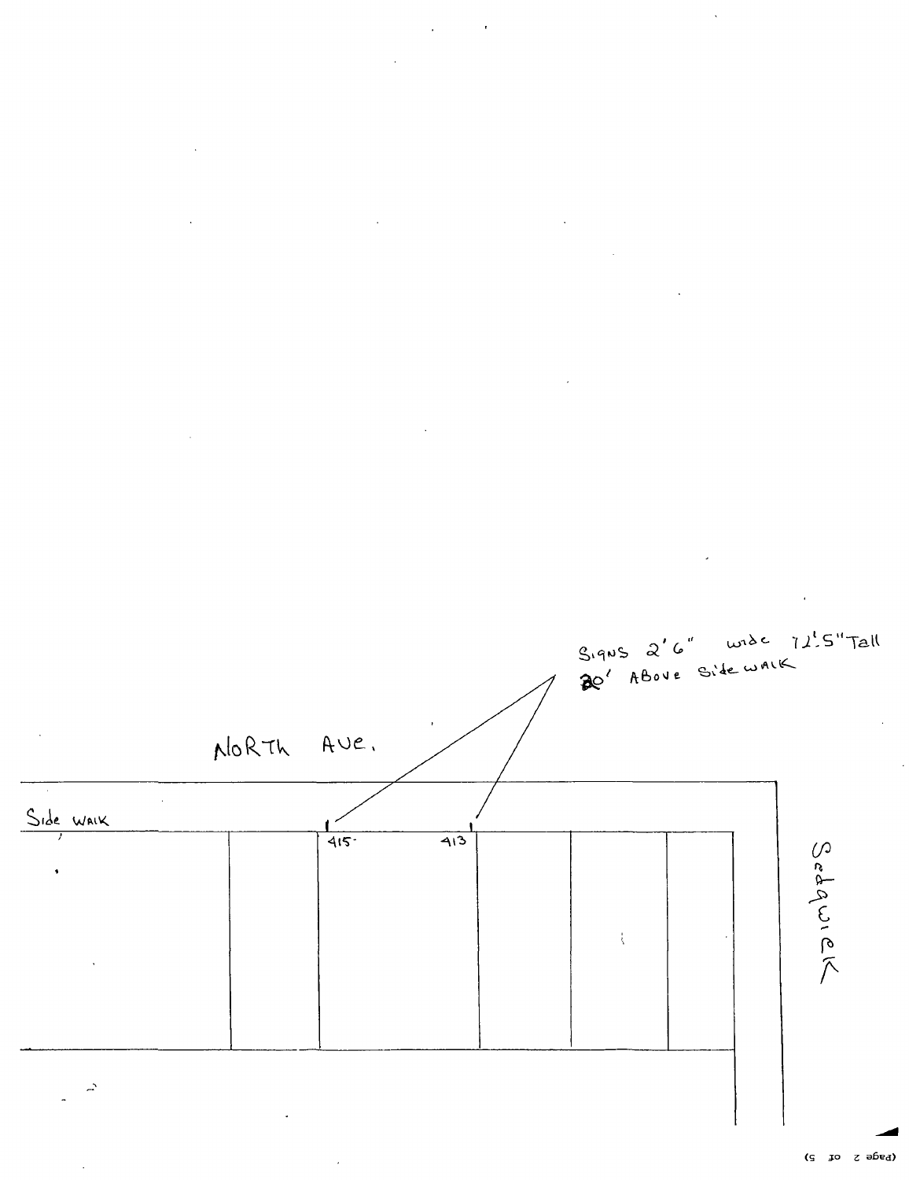Signs 2'6" wide 12'5" Tall
20' Above Side walk

North Ave.

Side walk

415

413

Sedgwick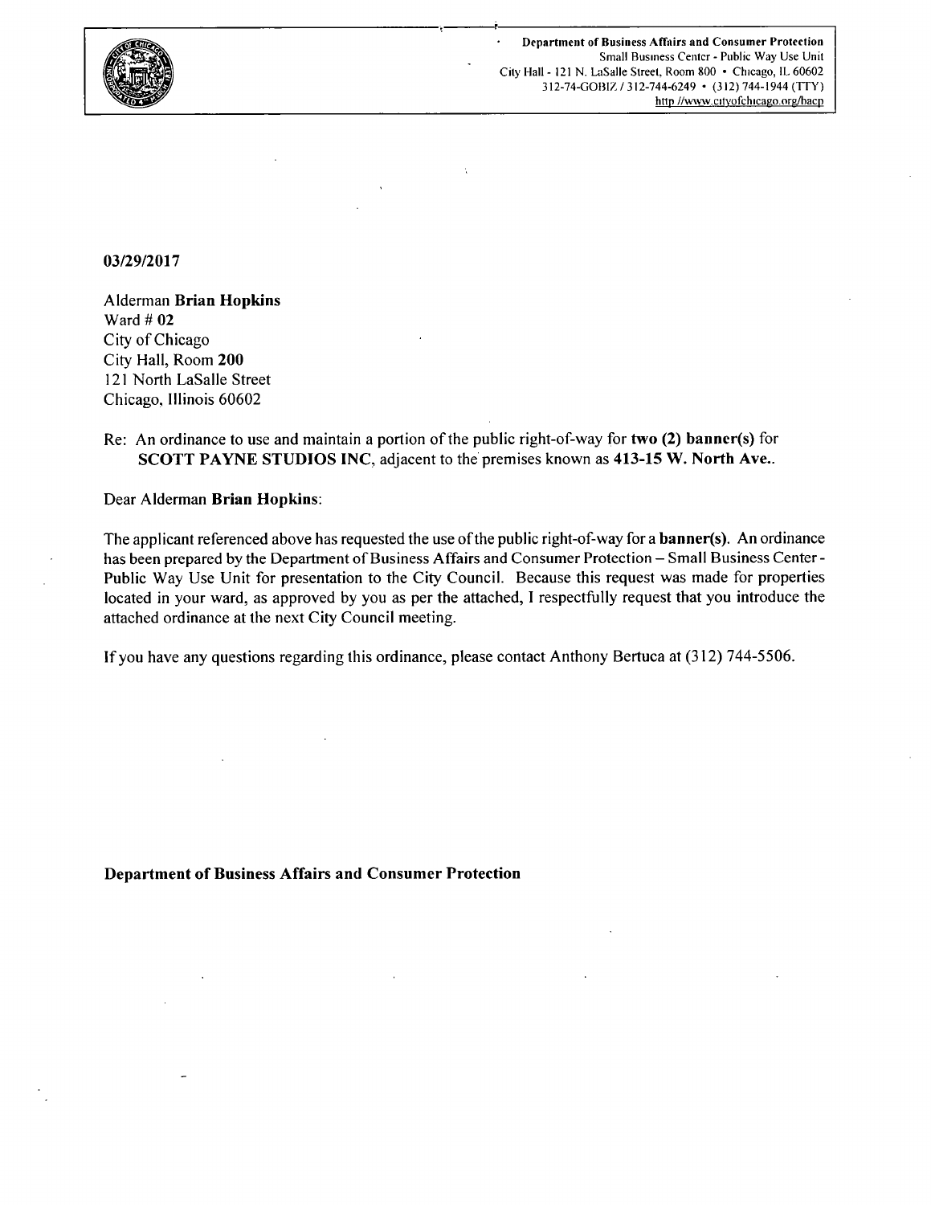**Department of Business Affairs and Consumer Protection**
Small Business Center - Public Way Use Unit
City Hall - 121 N. LaSalle Street, Room 800 • Chicago, IL 60602
312-74-GOBIZ / 312-744-6249 • (312) 744-1944 (TTY)
http //www.cityofchicago.org/bacp

**03/29/2017**

Alderman **Brian Hopkins**
Ward # **02**
City of Chicago
City Hall, Room **200**
121 North LaSalle Street
Chicago, Illinois 60602

Re: An ordinance to use and maintain a portion of the public right-of-way for **two (2) banner(s)** for **SCOTT PAYNE STUDIOS INC**, adjacent to the premises known as **413-15 W. North Ave.**.

Dear Alderman **Brian Hopkins**:

The applicant referenced above has requested the use of the public right-of-way for a **banner(s)**. An ordinance has been prepared by the Department of Business Affairs and Consumer Protection – Small Business Center - Public Way Use Unit for presentation to the City Council. Because this request was made for properties located in your ward, as approved by you as per the attached, I respectfully request that you introduce the attached ordinance at the next City Council meeting.

If you have any questions regarding this ordinance, please contact Anthony Bertuca at (312) 744-5506.

**Department of Business Affairs and Consumer Protection**